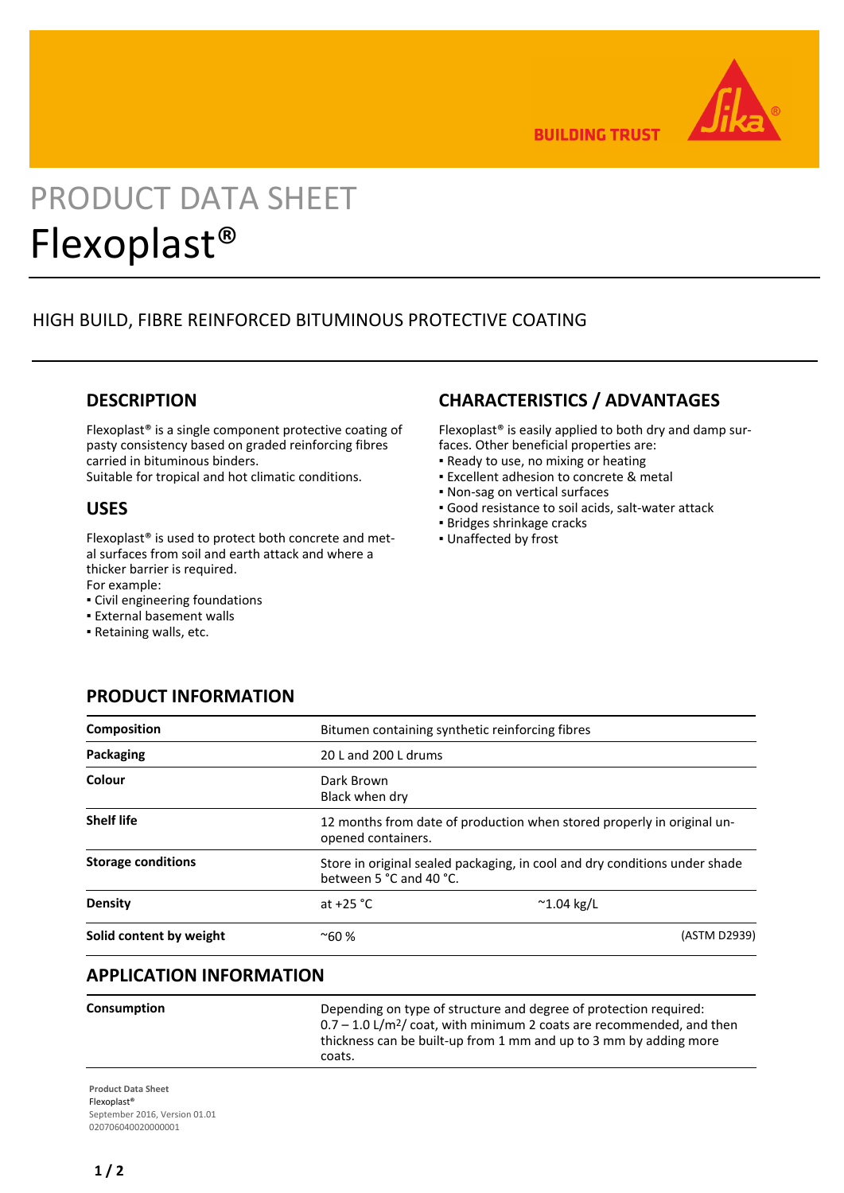# PRODUCT DATA SHEET

# Flexoplast®

## HIGH BUILD, FIBRE REINFORCED BITUMINOUS PROTECTIVE COATING

## DESCRIPTION

Flexoplast® is a single component protective coating of pasty consistency based on graded reinforcing fibres carried in bituminous binders.
Suitable for tropical and hot climatic conditions.

## USES

Flexoplast® is used to protect both concrete and metal surfaces from soil and earth attack and where a thicker barrier is required.
For example:

- Civil engineering foundations
- External basement walls
- Retaining walls, etc.

## CHARACTERISTICS / ADVANTAGES

Flexoplast® is easily applied to both dry and damp surfaces. Other beneficial properties are:

- Ready to use, no mixing or heating
- Excellent adhesion to concrete & metal
- Non-sag on vertical surfaces
- Good resistance to soil acids, salt-water attack
- Bridges shrinkage cracks
- Unaffected by frost

## PRODUCT INFORMATION

| | | |
|---|---|---|
| **Composition** | Bitumen containing synthetic reinforcing fibres | |
| **Packaging** | 20 L and 200 L drums | |
| **Colour** | Dark Brown<br>Black when dry | |
| **Shelf life** | 12 months from date of production when stored properly in original unopened containers. | |
| **Storage conditions** | Store in original sealed packaging, in cool and dry conditions under shade between 5 °C and 40 °C. | |
| **Density** | at +25 °C ~1.04 kg/L | |
| **Solid content by weight** | ~60 % | (ASTM D2939) |

## APPLICATION INFORMATION

| | |
|---|---|
| **Consumption** | Depending on type of structure and degree of protection required: 0.7 – 1.0 L/m$^2$/ coat, with minimum 2 coats are recommended, and then thickness can be built-up from 1 mm and up to 3 mm by adding more coats. |

**Product Data Sheet**
Flexoplast®
September 2016, Version 01.01
020706040020000001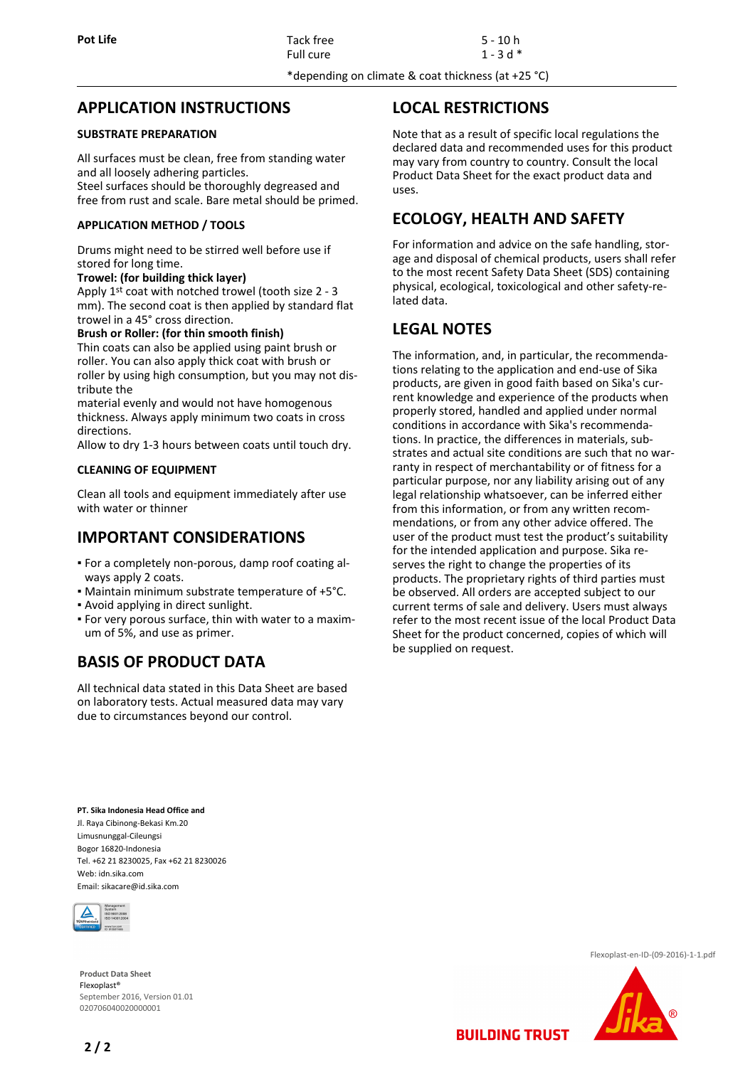| | | |
|---|---|---|
| **Pot Life** | Tack free | 5 - 10 h |
| | Full cure | 1 - 3 d * |
| | *depending on climate & coat thickness (at +25 °C) | |

## APPLICATION INSTRUCTIONS

### SUBSTRATE PREPARATION

All surfaces must be clean, free from standing water and all loosely adhering particles.
Steel surfaces should be thoroughly degreased and free from rust and scale. Bare metal should be primed.

### APPLICATION METHOD / TOOLS

Drums might need to be stirred well before use if stored for long time.
**Trowel: (for building thick layer)**
Apply 1st coat with notched trowel (tooth size 2 - 3 mm). The second coat is then applied by standard flat trowel in a 45° cross direction.
**Brush or Roller: (for thin smooth finish)**
Thin coats can also be applied using paint brush or roller. You can also apply thick coat with brush or roller by using high consumption, but you may not distribute the
material evenly and would not have homogenous thickness. Always apply minimum two coats in cross directions.
Allow to dry 1-3 hours between coats until touch dry.

### CLEANING OF EQUIPMENT

Clean all tools and equipment immediately after use with water or thinner

## IMPORTANT CONSIDERATIONS

- For a completely non-porous, damp roof coating always apply 2 coats.
- Maintain minimum substrate temperature of +5°C.
- Avoid applying in direct sunlight.
- For very porous surface, thin with water to a maximum of 5%, and use as primer.

## BASIS OF PRODUCT DATA

All technical data stated in this Data Sheet are based on laboratory tests. Actual measured data may vary due to circumstances beyond our control.

## LOCAL RESTRICTIONS

Note that as a result of specific local regulations the declared data and recommended uses for this product may vary from country to country. Consult the local Product Data Sheet for the exact product data and uses.

## ECOLOGY, HEALTH AND SAFETY

For information and advice on the safe handling, storage and disposal of chemical products, users shall refer to the most recent Safety Data Sheet (SDS) containing physical, ecological, toxicological and other safety-related data.

## LEGAL NOTES

The information, and, in particular, the recommendations relating to the application and end-use of Sika products, are given in good faith based on Sika's current knowledge and experience of the products when properly stored, handled and applied under normal conditions in accordance with Sika's recommendations. In practice, the differences in materials, substrates and actual site conditions are such that no warranty in respect of merchantability or of fitness for a particular purpose, nor any liability arising out of any legal relationship whatsoever, can be inferred either from this information, or from any written recommendations, or from any other advice offered. The user of the product must test the product's suitability for the intended application and purpose. Sika reserves the right to change the properties of its products. The proprietary rights of third parties must be observed. All orders are accepted subject to our current terms of sale and delivery. Users must always refer to the most recent issue of the local Product Data Sheet for the product concerned, copies of which will be supplied on request.

**PT. Sika Indonesia Head Office and**
Jl. Raya Cibinong-Bekasi Km.20
Limusnunggal-Cileungsi
Bogor 16820-Indonesia
Tel. +62 21 8230025, Fax +62 21 8230026
Web: idn.sika.com
Email: sikacare@id.sika.com

**Product Data Sheet**
Flexoplast®
September 2016, Version 01.01
020706040020000001

Flexoplast-en-ID-(09-2016)-1-1.pdf

**BUILDING TRUST**